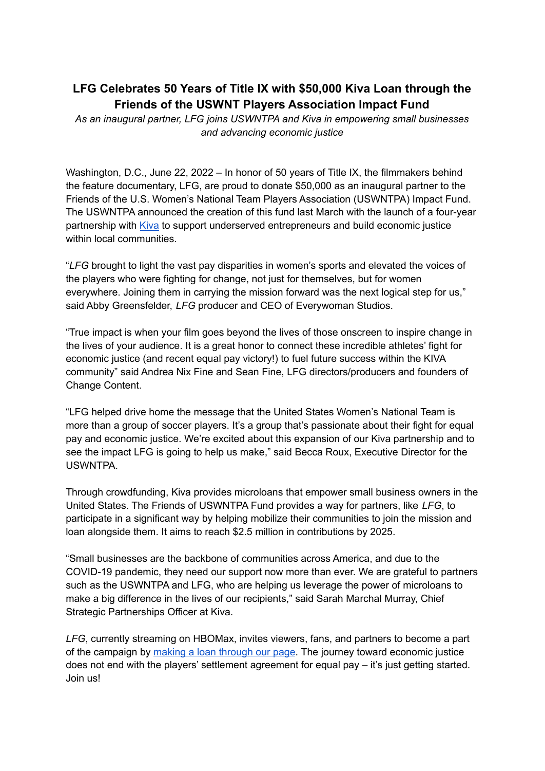# LFG Celebrates 50 Years of Title IX with $50,000 Kiva Loan through the Friends of the USWNT Players Association Impact Fund

*As an inaugural partner, LFG joins USWNTPA and Kiva in empowering small businesses and advancing economic justice*

Washington, D.C., June 22, 2022 – In honor of 50 years of Title IX, the filmmakers behind the feature documentary, LFG, are proud to donate $50,000 as an inaugural partner to the Friends of the U.S. Women's National Team Players Association (USWNTPA) Impact Fund. The USWNTPA announced the creation of this fund last March with the launch of a four-year partnership with Kiva to support underserved entrepreneurs and build economic justice within local communities.

"*LFG* brought to light the vast pay disparities in women's sports and elevated the voices of the players who were fighting for change, not just for themselves, but for women everywhere. Joining them in carrying the mission forward was the next logical step for us," said Abby Greensfelder, *LFG* producer and CEO of Everywoman Studios.

"True impact is when your film goes beyond the lives of those onscreen to inspire change in the lives of your audience. It is a great honor to connect these incredible athletes' fight for economic justice (and recent equal pay victory!) to fuel future success within the KIVA community" said Andrea Nix Fine and Sean Fine, LFG directors/producers and founders of Change Content.

"LFG helped drive home the message that the United States Women's National Team is more than a group of soccer players. It's a group that's passionate about their fight for equal pay and economic justice. We're excited about this expansion of our Kiva partnership and to see the impact LFG is going to help us make," said Becca Roux, Executive Director for the USWNTPA.

Through crowdfunding, Kiva provides microloans that empower small business owners in the United States. The Friends of USWNTPA Fund provides a way for partners, like *LFG*, to participate in a significant way by helping mobilize their communities to join the mission and loan alongside them. It aims to reach $2.5 million in contributions by 2025.

"Small businesses are the backbone of communities across America, and due to the COVID-19 pandemic, they need our support now more than ever. We are grateful to partners such as the USWNTPA and LFG, who are helping us leverage the power of microloans to make a big difference in the lives of our recipients," said Sarah Marchal Murray, Chief Strategic Partnerships Officer at Kiva.

*LFG*, currently streaming on HBOMax, invites viewers, fans, and partners to become a part of the campaign by making a loan through our page. The journey toward economic justice does not end with the players' settlement agreement for equal pay – it's just getting started. Join us!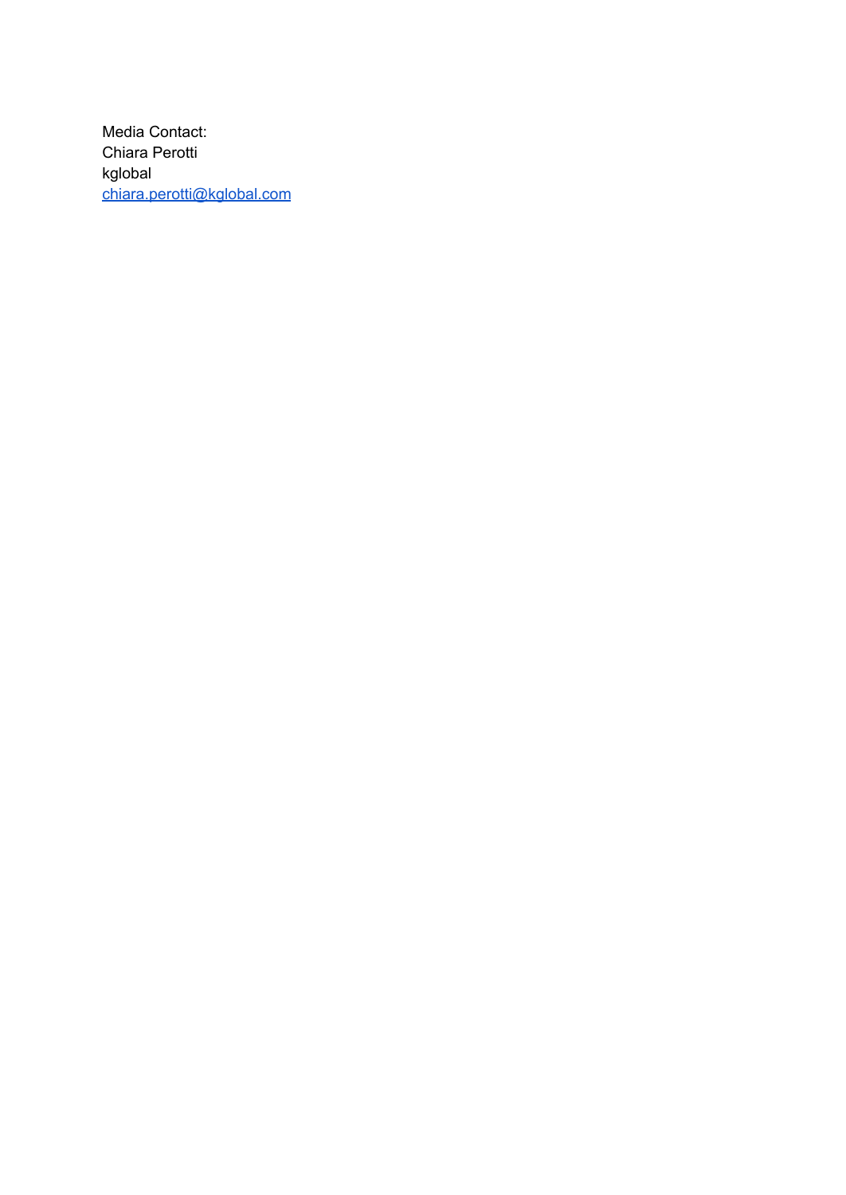Media Contact:
Chiara Perotti
kglobal
chiara.perotti@kglobal.com